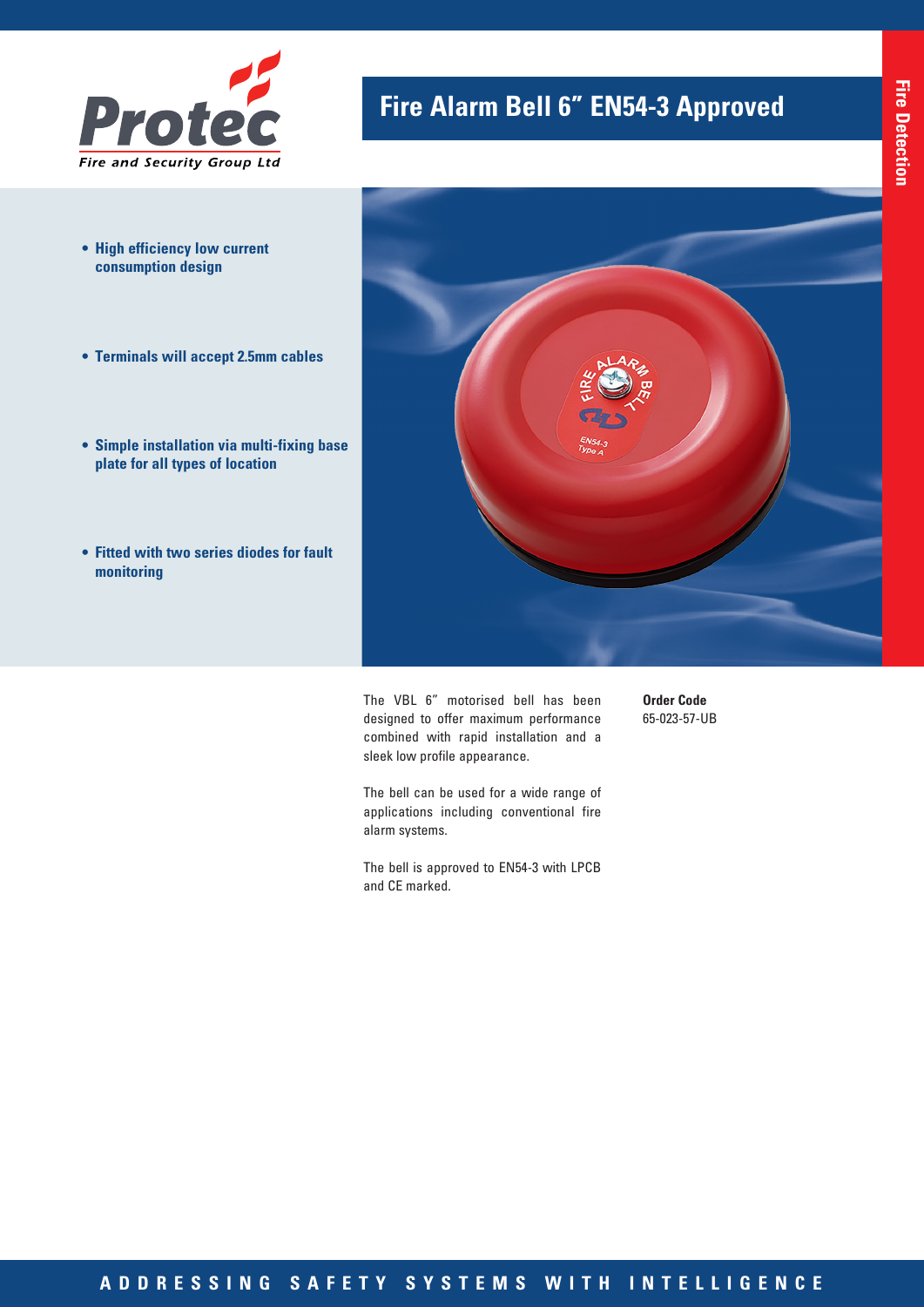Protec
Fire and Security Group Ltd

# Fire Alarm Bell 6" EN54-3 Approved

Fire Detection

- **High efficiency low current consumption design**
- **Terminals will accept 2.5mm cables**
- **Simple installation via multi-fixing base plate for all types of location**
- **Fitted with two series diodes for fault monitoring**

The VBL 6" motorised bell has been designed to offer maximum performance combined with rapid installation and a sleek low profile appearance.

The bell can be used for a wide range of applications including conventional fire alarm systems.

The bell is approved to EN54-3 with LPCB and CE marked.

**Order Code**
65-023-57-UB

ADDRESSING SAFETY SYSTEMS WITH INTELLIGENCE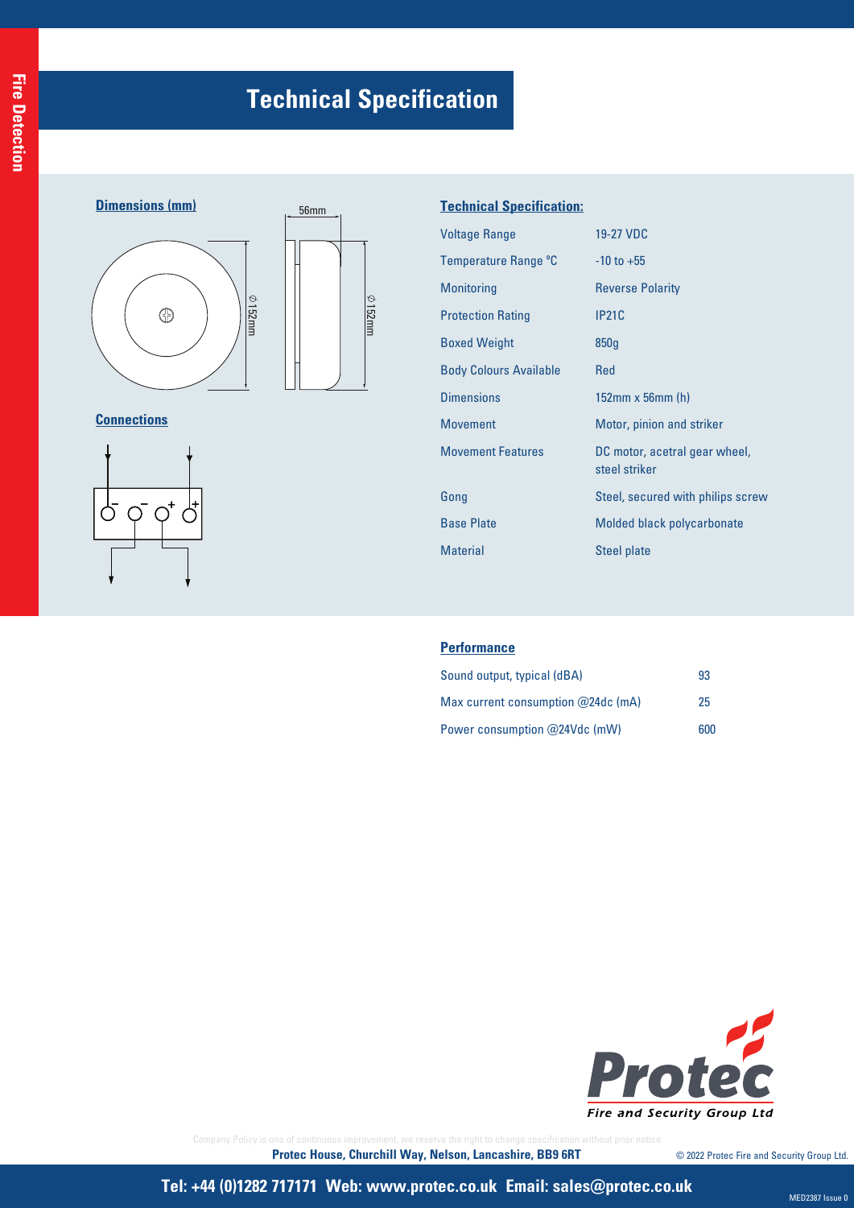# Technical Specification

## Dimensions (mm)

56mm

⌀152mm

⌀152mm

## Connections

− − + +

## Technical Specification:

| | |
|---|---|
| Voltage Range | 19-27 VDC |
| Temperature Range °C | -10 to +55 |
| Monitoring | Reverse Polarity |
| Protection Rating | IP21C |
| Boxed Weight | 850g |
| Body Colours Available | Red |
| Dimensions | 152mm x 56mm (h) |
| Movement | Motor, pinion and striker |
| Movement Features | DC motor, acetral gear wheel, steel striker |
| Gong | Steel, secured with philips screw |
| Base Plate | Molded black polycarbonate |
| Material | Steel plate |

## Performance

| | |
|---|---|
| Sound output, typical (dBA) | 93 |
| Max current consumption @24dc (mA) | 25 |
| Power consumption @24Vdc (mW) | 600 |

Protec Fire and Security Group Ltd

Company Policy is one of continuous improvement, we reserve the right to change specification without prior notice

**Protec House, Churchill Way, Nelson, Lancashire, BB9 6RT**

© 2022 Protec Fire and Security Group Ltd.

**Tel: +44 (0)1282 717171 Web: www.protec.co.uk Email: sales@protec.co.uk**

MED2387 Issue 0